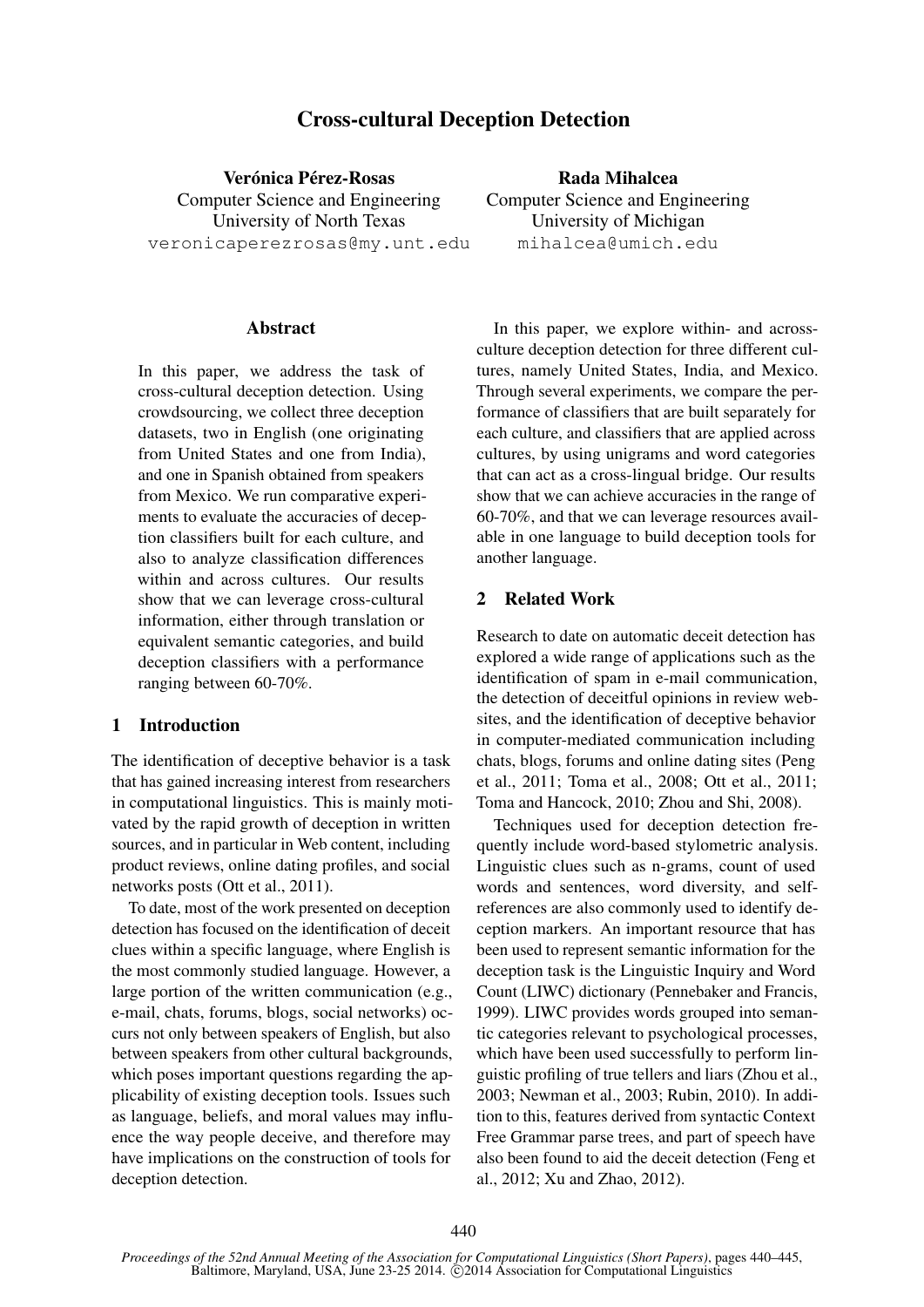# Cross-cultural Deception Detection

**Verónica Pérez-Rosas**
Computer Science and Engineering
University of North Texas
veronicaperezrosas@my.unt.edu

**Rada Mihalcea**
Computer Science and Engineering
University of Michigan
mihalcea@umich.edu

## Abstract

In this paper, we address the task of cross-cultural deception detection. Using crowdsourcing, we collect three deception datasets, two in English (one originating from United States and one from India), and one in Spanish obtained from speakers from Mexico. We run comparative experiments to evaluate the accuracies of deception classifiers built for each culture, and also to analyze classification differences within and across cultures. Our results show that we can leverage cross-cultural information, either through translation or equivalent semantic categories, and build deception classifiers with a performance ranging between 60-70%.

## 1 Introduction

The identification of deceptive behavior is a task that has gained increasing interest from researchers in computational linguistics. This is mainly motivated by the rapid growth of deception in written sources, and in particular in Web content, including product reviews, online dating profiles, and social networks posts (Ott et al., 2011).

To date, most of the work presented on deception detection has focused on the identification of deceit clues within a specific language, where English is the most commonly studied language. However, a large portion of the written communication (e.g., e-mail, chats, forums, blogs, social networks) occurs not only between speakers of English, but also between speakers from other cultural backgrounds, which poses important questions regarding the applicability of existing deception tools. Issues such as language, beliefs, and moral values may influence the way people deceive, and therefore may have implications on the construction of tools for deception detection.

In this paper, we explore within- and across-culture deception detection for three different cultures, namely United States, India, and Mexico. Through several experiments, we compare the performance of classifiers that are built separately for each culture, and classifiers that are applied across cultures, by using unigrams and word categories that can act as a cross-lingual bridge. Our results show that we can achieve accuracies in the range of 60-70%, and that we can leverage resources available in one language to build deception tools for another language.

## 2 Related Work

Research to date on automatic deceit detection has explored a wide range of applications such as the identification of spam in e-mail communication, the detection of deceitful opinions in review websites, and the identification of deceptive behavior in computer-mediated communication including chats, blogs, forums and online dating sites (Peng et al., 2011; Toma et al., 2008; Ott et al., 2011; Toma and Hancock, 2010; Zhou and Shi, 2008).

Techniques used for deception detection frequently include word-based stylometric analysis. Linguistic clues such as n-grams, count of used words and sentences, word diversity, and self-references are also commonly used to identify deception markers. An important resource that has been used to represent semantic information for the deception task is the Linguistic Inquiry and Word Count (LIWC) dictionary (Pennebaker and Francis, 1999). LIWC provides words grouped into semantic categories relevant to psychological processes, which have been used successfully to perform linguistic profiling of true tellers and liars (Zhou et al., 2003; Newman et al., 2003; Rubin, 2010). In addition to this, features derived from syntactic Context Free Grammar parse trees, and part of speech have also been found to aid the deceit detection (Feng et al., 2012; Xu and Zhao, 2012).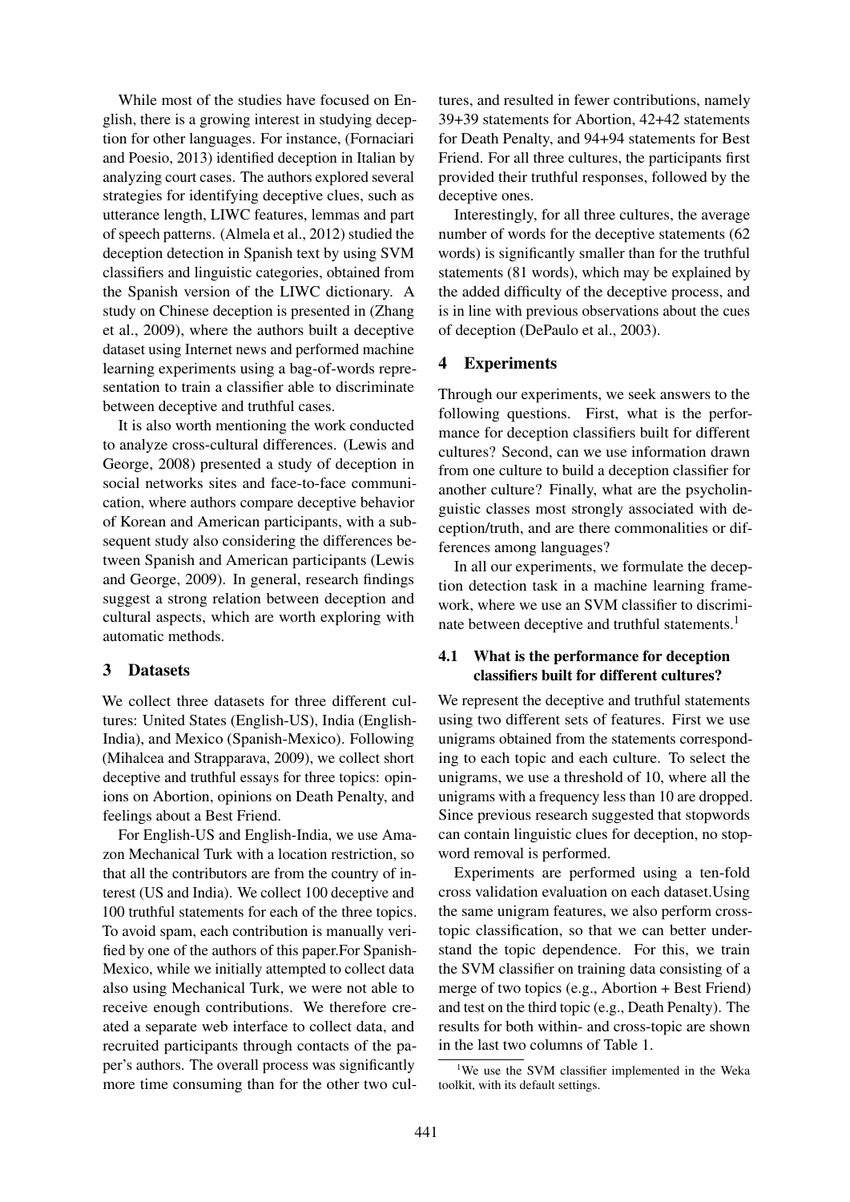While most of the studies have focused on English, there is a growing interest in studying deception for other languages. For instance, (Fornaciari and Poesio, 2013) identified deception in Italian by analyzing court cases. The authors explored several strategies for identifying deceptive clues, such as utterance length, LIWC features, lemmas and part of speech patterns. (Almela et al., 2012) studied the deception detection in Spanish text by using SVM classifiers and linguistic categories, obtained from the Spanish version of the LIWC dictionary. A study on Chinese deception is presented in (Zhang et al., 2009), where the authors built a deceptive dataset using Internet news and performed machine learning experiments using a bag-of-words representation to train a classifier able to discriminate between deceptive and truthful cases.

It is also worth mentioning the work conducted to analyze cross-cultural differences. (Lewis and George, 2008) presented a study of deception in social networks sites and face-to-face communication, where authors compare deceptive behavior of Korean and American participants, with a subsequent study also considering the differences between Spanish and American participants (Lewis and George, 2009). In general, research findings suggest a strong relation between deception and cultural aspects, which are worth exploring with automatic methods.

## 3 Datasets

We collect three datasets for three different cultures: United States (English-US), India (English-India), and Mexico (Spanish-Mexico). Following (Mihalcea and Strapparava, 2009), we collect short deceptive and truthful essays for three topics: opinions on Abortion, opinions on Death Penalty, and feelings about a Best Friend.

For English-US and English-India, we use Amazon Mechanical Turk with a location restriction, so that all the contributors are from the country of interest (US and India). We collect 100 deceptive and 100 truthful statements for each of the three topics. To avoid spam, each contribution is manually verified by one of the authors of this paper.For Spanish-Mexico, while we initially attempted to collect data also using Mechanical Turk, we were not able to receive enough contributions. We therefore created a separate web interface to collect data, and recruited participants through contacts of the paper's authors. The overall process was significantly more time consuming than for the other two cultures, and resulted in fewer contributions, namely 39+39 statements for Abortion, 42+42 statements for Death Penalty, and 94+94 statements for Best Friend. For all three cultures, the participants first provided their truthful responses, followed by the deceptive ones.

Interestingly, for all three cultures, the average number of words for the deceptive statements (62 words) is significantly smaller than for the truthful statements (81 words), which may be explained by the added difficulty of the deceptive process, and is in line with previous observations about the cues of deception (DePaulo et al., 2003).

## 4 Experiments

Through our experiments, we seek answers to the following questions. First, what is the performance for deception classifiers built for different cultures? Second, can we use information drawn from one culture to build a deception classifier for another culture? Finally, what are the psycholinguistic classes most strongly associated with deception/truth, and are there commonalities or differences among languages?

In all our experiments, we formulate the deception detection task in a machine learning framework, where we use an SVM classifier to discriminate between deceptive and truthful statements.[1]

### 4.1 What is the performance for deception classifiers built for different cultures?

We represent the deceptive and truthful statements using two different sets of features. First we use unigrams obtained from the statements corresponding to each topic and each culture. To select the unigrams, we use a threshold of 10, where all the unigrams with a frequency less than 10 are dropped. Since previous research suggested that stopwords can contain linguistic clues for deception, no stopword removal is performed.

Experiments are performed using a ten-fold cross validation evaluation on each dataset.Using the same unigram features, we also perform cross-topic classification, so that we can better understand the topic dependence. For this, we train the SVM classifier on training data consisting of a merge of two topics (e.g., Abortion + Best Friend) and test on the third topic (e.g., Death Penalty). The results for both within- and cross-topic are shown in the last two columns of Table 1.

[1]We use the SVM classifier implemented in the Weka toolkit, with its default settings.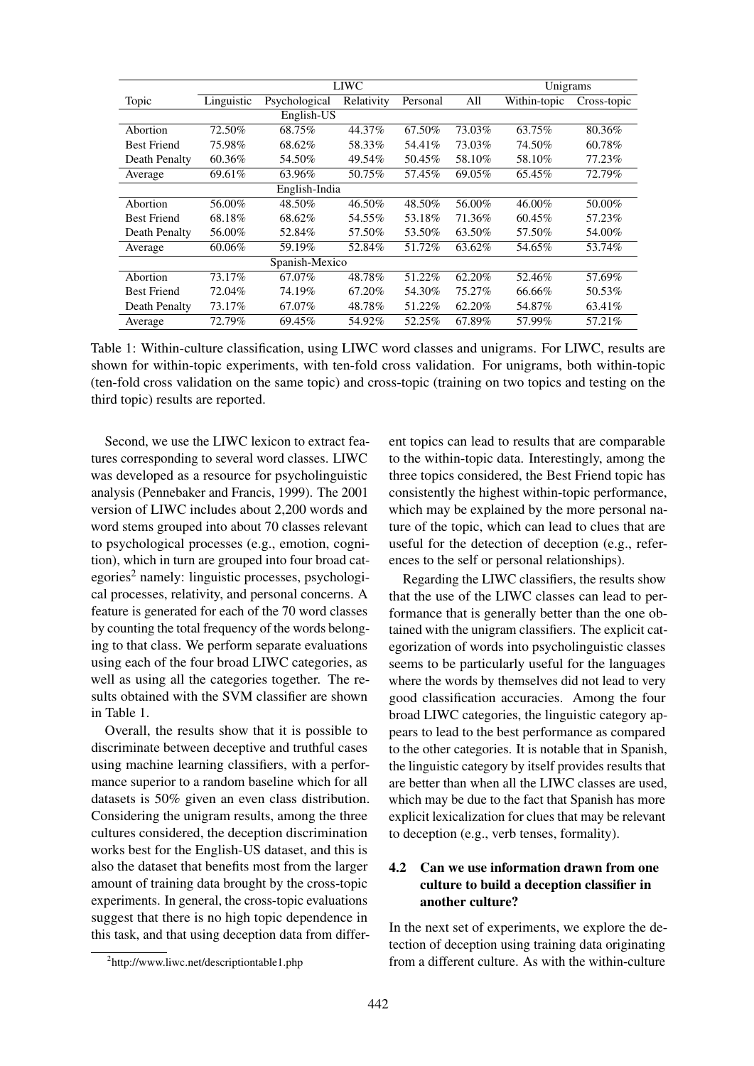| | LIWC | | | | | Unigrams | |
|---|---|---|---|---|---|---|---|
| Topic | Linguistic | Psychological | Relativity | Personal | All | Within-topic | Cross-topic |
| English-US | | | | | | | |
| Abortion | 72.50% | 68.75% | 44.37% | 67.50% | 73.03% | 63.75% | 80.36% |
| Best Friend | 75.98% | 68.62% | 58.33% | 54.41% | 73.03% | 74.50% | 60.78% |
| Death Penalty | 60.36% | 54.50% | 49.54% | 50.45% | 58.10% | 58.10% | 77.23% |
| Average | 69.61% | 63.96% | 50.75% | 57.45% | 69.05% | 65.45% | 72.79% |
| English-India | | | | | | | |
| Abortion | 56.00% | 48.50% | 46.50% | 48.50% | 56.00% | 46.00% | 50.00% |
| Best Friend | 68.18% | 68.62% | 54.55% | 53.18% | 71.36% | 60.45% | 57.23% |
| Death Penalty | 56.00% | 52.84% | 57.50% | 53.50% | 63.50% | 57.50% | 54.00% |
| Average | 60.06% | 59.19% | 52.84% | 51.72% | 63.62% | 54.65% | 53.74% |
| Spanish-Mexico | | | | | | | |
| Abortion | 73.17% | 67.07% | 48.78% | 51.22% | 62.20% | 52.46% | 57.69% |
| Best Friend | 72.04% | 74.19% | 67.20% | 54.30% | 75.27% | 66.66% | 50.53% |
| Death Penalty | 73.17% | 67.07% | 48.78% | 51.22% | 62.20% | 54.87% | 63.41% |
| Average | 72.79% | 69.45% | 54.92% | 52.25% | 67.89% | 57.99% | 57.21% |

Table 1: Within-culture classification, using LIWC word classes and unigrams. For LIWC, results are shown for within-topic experiments, with ten-fold cross validation. For unigrams, both within-topic (ten-fold cross validation on the same topic) and cross-topic (training on two topics and testing on the third topic) results are reported.

Second, we use the LIWC lexicon to extract features corresponding to several word classes. LIWC was developed as a resource for psycholinguistic analysis (Pennebaker and Francis, 1999). The 2001 version of LIWC includes about 2,200 words and word stems grouped into about 70 classes relevant to psychological processes (e.g., emotion, cognition), which in turn are grouped into four broad categories[2] namely: linguistic processes, psychological processes, relativity, and personal concerns. A feature is generated for each of the 70 word classes by counting the total frequency of the words belonging to that class. We perform separate evaluations using each of the four broad LIWC categories, as well as using all the categories together. The results obtained with the SVM classifier are shown in Table 1.

Overall, the results show that it is possible to discriminate between deceptive and truthful cases using machine learning classifiers, with a performance superior to a random baseline which for all datasets is 50% given an even class distribution. Considering the unigram results, among the three cultures considered, the deception discrimination works best for the English-US dataset, and this is also the dataset that benefits most from the larger amount of training data brought by the cross-topic experiments. In general, the cross-topic evaluations suggest that there is no high topic dependence in this task, and that using deception data from different topics can lead to results that are comparable to the within-topic data. Interestingly, among the three topics considered, the Best Friend topic has consistently the highest within-topic performance, which may be explained by the more personal nature of the topic, which can lead to clues that are useful for the detection of deception (e.g., references to the self or personal relationships).

Regarding the LIWC classifiers, the results show that the use of the LIWC classes can lead to performance that is generally better than the one obtained with the unigram classifiers. The explicit categorization of words into psycholinguistic classes seems to be particularly useful for the languages where the words by themselves did not lead to very good classification accuracies. Among the four broad LIWC categories, the linguistic category appears to lead to the best performance as compared to the other categories. It is notable that in Spanish, the linguistic category by itself provides results that are better than when all the LIWC classes are used, which may be due to the fact that Spanish has more explicit lexicalization for clues that may be relevant to deception (e.g., verb tenses, formality).

### 4.2 Can we use information drawn from one culture to build a deception classifier in another culture?

In the next set of experiments, we explore the detection of deception using training data originating from a different culture. As with the within-culture

[2] http://www.liwc.net/descriptiontable1.php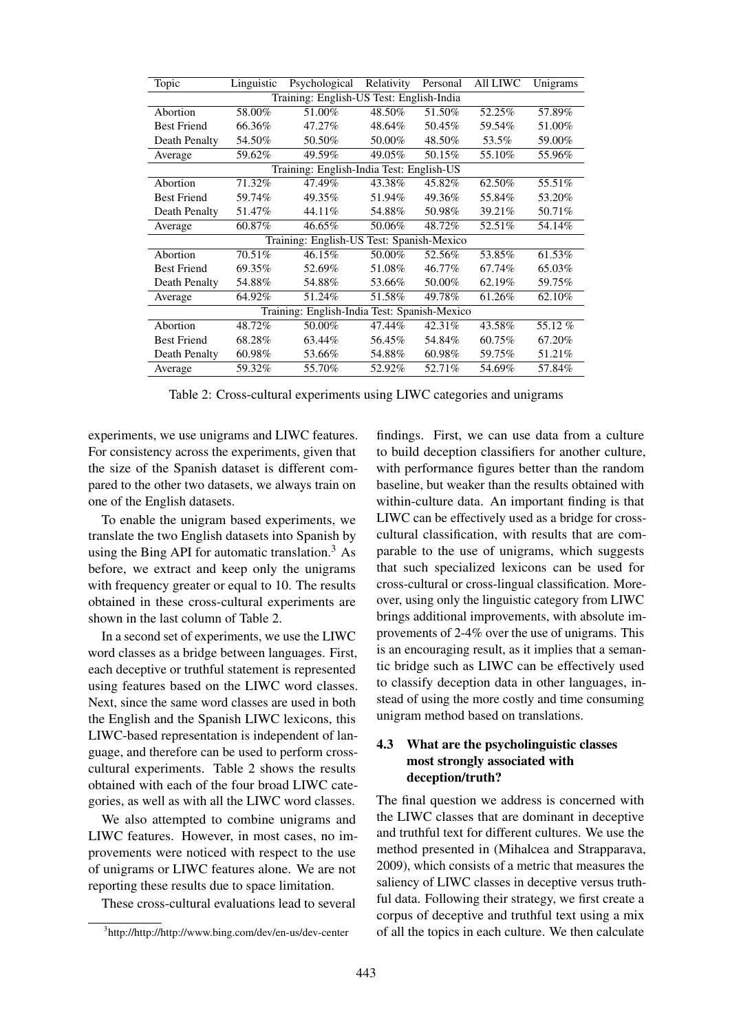| Topic | Linguistic | Psychological | Relativity | Personal | All LIWC | Unigrams |
|---|---|---|---|---|---|---|
| Training: English-US Test: English-India | | | | | | |
| Abortion | 58.00% | 51.00% | 48.50% | 51.50% | 52.25% | 57.89% |
| Best Friend | 66.36% | 47.27% | 48.64% | 50.45% | 59.54% | 51.00% |
| Death Penalty | 54.50% | 50.50% | 50.00% | 48.50% | 53.5% | 59.00% |
| Average | 59.62% | 49.59% | 49.05% | 50.15% | 55.10% | 55.96% |
| Training: English-India Test: English-US | | | | | | |
| Abortion | 71.32% | 47.49% | 43.38% | 45.82% | 62.50% | 55.51% |
| Best Friend | 59.74% | 49.35% | 51.94% | 49.36% | 55.84% | 53.20% |
| Death Penalty | 51.47% | 44.11% | 54.88% | 50.98% | 39.21% | 50.71% |
| Average | 60.87% | 46.65% | 50.06% | 48.72% | 52.51% | 54.14% |
| Training: English-US Test: Spanish-Mexico | | | | | | |
| Abortion | 70.51% | 46.15% | 50.00% | 52.56% | 53.85% | 61.53% |
| Best Friend | 69.35% | 52.69% | 51.08% | 46.77% | 67.74% | 65.03% |
| Death Penalty | 54.88% | 54.88% | 53.66% | 50.00% | 62.19% | 59.75% |
| Average | 64.92% | 51.24% | 51.58% | 49.78% | 61.26% | 62.10% |
| Training: English-India Test: Spanish-Mexico | | | | | | |
| Abortion | 48.72% | 50.00% | 47.44% | 42.31% | 43.58% | 55.12 % |
| Best Friend | 68.28% | 63.44% | 56.45% | 54.84% | 60.75% | 67.20% |
| Death Penalty | 60.98% | 53.66% | 54.88% | 60.98% | 59.75% | 51.21% |
| Average | 59.32% | 55.70% | 52.92% | 52.71% | 54.69% | 57.84% |

Table 2: Cross-cultural experiments using LIWC categories and unigrams

experiments, we use unigrams and LIWC features. For consistency across the experiments, given that the size of the Spanish dataset is different compared to the other two datasets, we always train on one of the English datasets.

To enable the unigram based experiments, we translate the two English datasets into Spanish by using the Bing API for automatic translation.[3] As before, we extract and keep only the unigrams with frequency greater or equal to 10. The results obtained in these cross-cultural experiments are shown in the last column of Table 2.

In a second set of experiments, we use the LIWC word classes as a bridge between languages. First, each deceptive or truthful statement is represented using features based on the LIWC word classes. Next, since the same word classes are used in both the English and the Spanish LIWC lexicons, this LIWC-based representation is independent of language, and therefore can be used to perform cross-cultural experiments. Table 2 shows the results obtained with each of the four broad LIWC categories, as well as with all the LIWC word classes.

We also attempted to combine unigrams and LIWC features. However, in most cases, no improvements were noticed with respect to the use of unigrams or LIWC features alone. We are not reporting these results due to space limitation.

These cross-cultural evaluations lead to several findings. First, we can use data from a culture to build deception classifiers for another culture, with performance figures better than the random baseline, but weaker than the results obtained with within-culture data. An important finding is that LIWC can be effectively used as a bridge for cross-cultural classification, with results that are comparable to the use of unigrams, which suggests that such specialized lexicons can be used for cross-cultural or cross-lingual classification. Moreover, using only the linguistic category from LIWC brings additional improvements, with absolute improvements of 2-4% over the use of unigrams. This is an encouraging result, as it implies that a semantic bridge such as LIWC can be effectively used to classify deception data in other languages, instead of using the more costly and time consuming unigram method based on translations.

### 4.3 What are the psycholinguistic classes most strongly associated with deception/truth?

The final question we address is concerned with the LIWC classes that are dominant in deceptive and truthful text for different cultures. We use the method presented in (Mihalcea and Strapparava, 2009), which consists of a metric that measures the saliency of LIWC classes in deceptive versus truthful data. Following their strategy, we first create a corpus of deceptive and truthful text using a mix of all the topics in each culture. We then calculate

[3]http://http://http://www.bing.com/dev/en-us/dev-center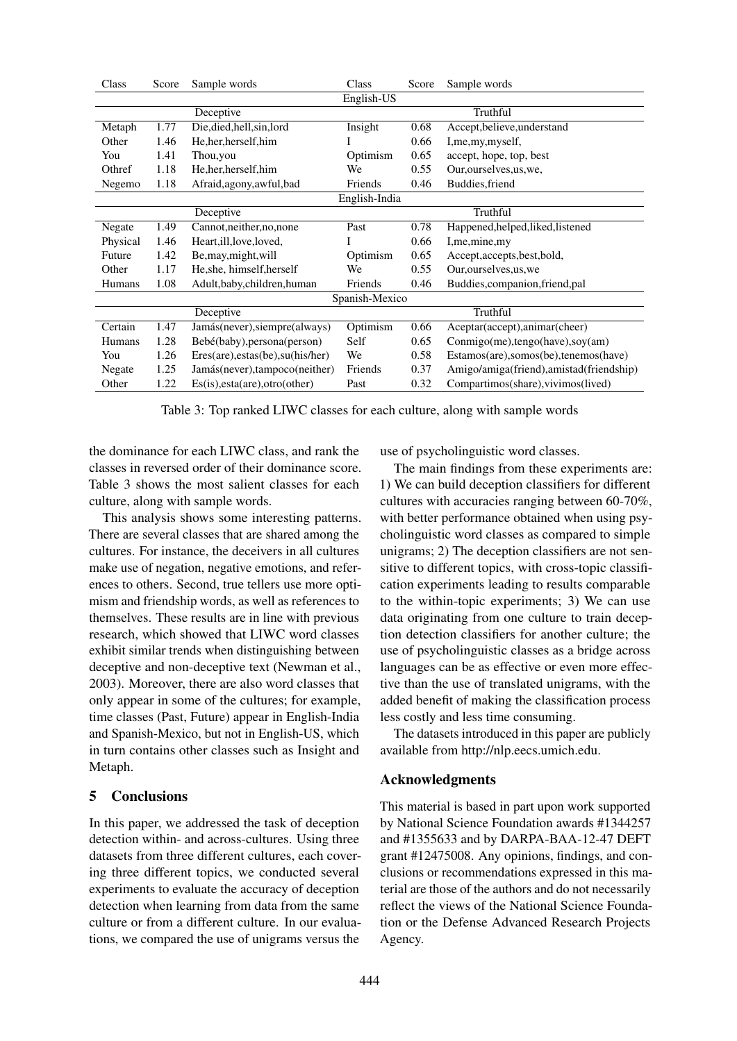| Class | Score | Sample words | Class | Score | Sample words |
|---|---|---|---|---|---|
| English-US | | | | | |
| Deceptive | | | Truthful | | |
| Metaph | 1.77 | Die,died,hell,sin,lord | Insight | 0.68 | Accept,believe,understand |
| Other | 1.46 | He,her,herself,him | I | 0.66 | I,me,my,myself, |
| You | 1.41 | Thou,you | Optimism | 0.65 | accept, hope, top, best |
| Othref | 1.18 | He,her,herself,him | We | 0.55 | Our,ourselves,us,we, |
| Negemo | 1.18 | Afraid,agony,awful,bad | Friends | 0.46 | Buddies,friend |
| English-India | | | | | |
| Deceptive | | | Truthful | | |
| Negate | 1.49 | Cannot,neither,no,none | Past | 0.78 | Happened,helped,liked,listened |
| Physical | 1.46 | Heart,ill,love,loved, | I | 0.66 | I,me,mine,my |
| Future | 1.42 | Be,may,might,will | Optimism | 0.65 | Accept,accepts,best,bold, |
| Other | 1.17 | He,she, himself,herself | We | 0.55 | Our,ourselves,us,we |
| Humans | 1.08 | Adult,baby,children,human | Friends | 0.46 | Buddies,companion,friend,pal |
| Spanish-Mexico | | | | | |
| Deceptive | | | Truthful | | |
| Certain | 1.47 | Jamás(never),siempre(always) | Optimism | 0.66 | Aceptar(accept),animar(cheer) |
| Humans | 1.28 | Bebé(baby),persona(person) | Self | 0.65 | Conmigo(me),tengo(have),soy(am) |
| You | 1.26 | Eres(are),estas(be),su(his/her) | We | 0.58 | Estamos(are),somos(be),tenemos(have) |
| Negate | 1.25 | Jamás(never),tampoco(neither) | Friends | 0.37 | Amigo/amiga(friend),amistad(friendship) |
| Other | 1.22 | Es(is),esta(are),otro(other) | Past | 0.32 | Compartimos(share),vivimos(lived) |

Table 3: Top ranked LIWC classes for each culture, along with sample words

the dominance for each LIWC class, and rank the classes in reversed order of their dominance score. Table 3 shows the most salient classes for each culture, along with sample words.

This analysis shows some interesting patterns. There are several classes that are shared among the cultures. For instance, the deceivers in all cultures make use of negation, negative emotions, and references to others. Second, true tellers use more optimism and friendship words, as well as references to themselves. These results are in line with previous research, which showed that LIWC word classes exhibit similar trends when distinguishing between deceptive and non-deceptive text (Newman et al., 2003). Moreover, there are also word classes that only appear in some of the cultures; for example, time classes (Past, Future) appear in English-India and Spanish-Mexico, but not in English-US, which in turn contains other classes such as Insight and Metaph.

## 5 Conclusions

In this paper, we addressed the task of deception detection within- and across-cultures. Using three datasets from three different cultures, each covering three different topics, we conducted several experiments to evaluate the accuracy of deception detection when learning from data from the same culture or from a different culture. In our evaluations, we compared the use of unigrams versus the use of psycholinguistic word classes.

The main findings from these experiments are: 1) We can build deception classifiers for different cultures with accuracies ranging between 60-70%, with better performance obtained when using psycholinguistic word classes as compared to simple unigrams; 2) The deception classifiers are not sensitive to different topics, with cross-topic classification experiments leading to results comparable to the within-topic experiments; 3) We can use data originating from one culture to train deception detection classifiers for another culture; the use of psycholinguistic classes as a bridge across languages can be as effective or even more effective than the use of translated unigrams, with the added benefit of making the classification process less costly and less time consuming.

The datasets introduced in this paper are publicly available from http://nlp.eecs.umich.edu.

## Acknowledgments

This material is based in part upon work supported by National Science Foundation awards #1344257 and #1355633 and by DARPA-BAA-12-47 DEFT grant #12475008. Any opinions, findings, and conclusions or recommendations expressed in this material are those of the authors and do not necessarily reflect the views of the National Science Foundation or the Defense Advanced Research Projects Agency.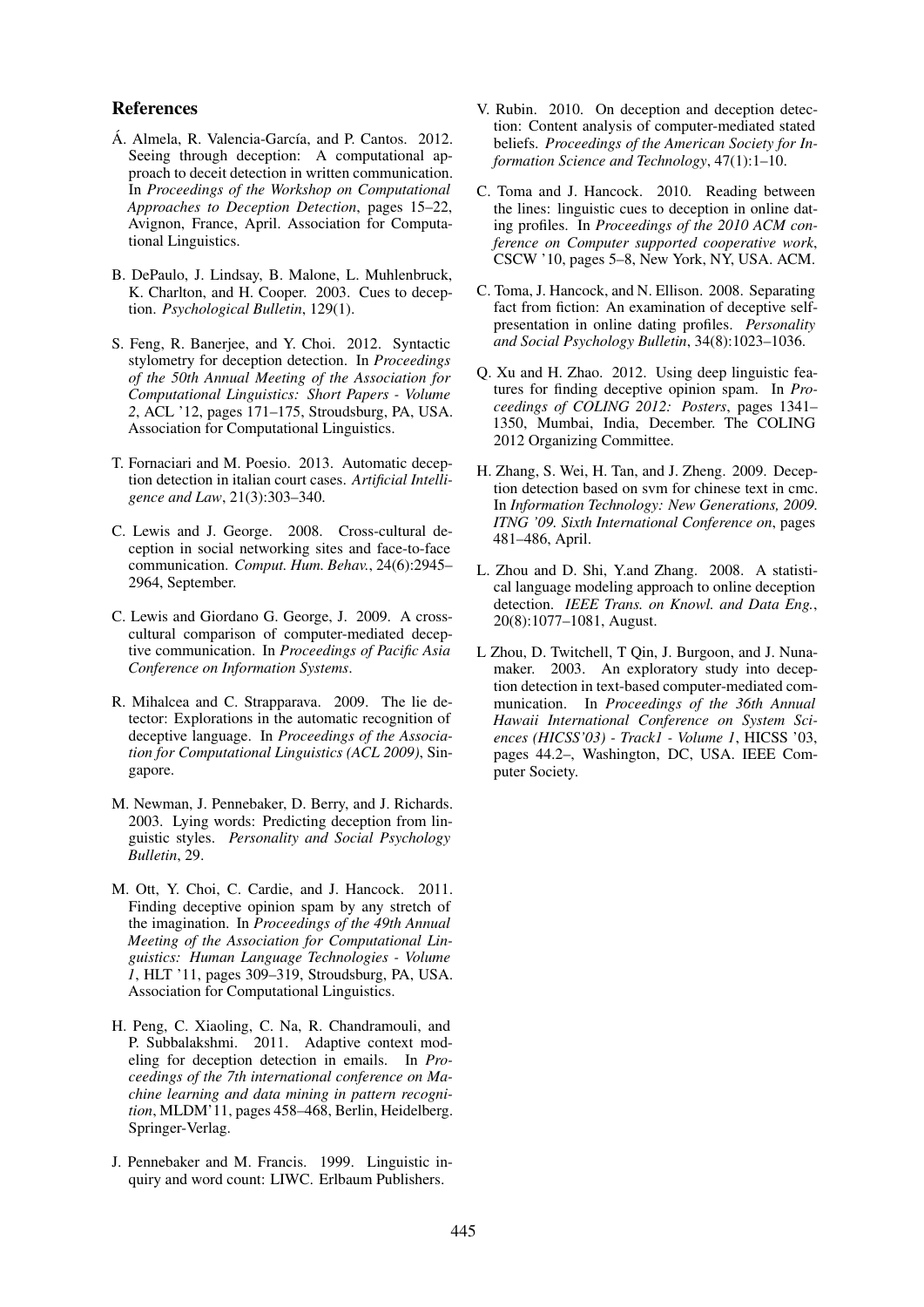## References

Á. Almela, R. Valencia-García, and P. Cantos. 2012. Seeing through deception: A computational approach to deceit detection in written communication. In *Proceedings of the Workshop on Computational Approaches to Deception Detection*, pages 15–22, Avignon, France, April. Association for Computational Linguistics.

B. DePaulo, J. Lindsay, B. Malone, L. Muhlenbruck, K. Charlton, and H. Cooper. 2003. Cues to deception. *Psychological Bulletin*, 129(1).

S. Feng, R. Banerjee, and Y. Choi. 2012. Syntactic stylometry for deception detection. In *Proceedings of the 50th Annual Meeting of the Association for Computational Linguistics: Short Papers - Volume 2*, ACL '12, pages 171–175, Stroudsburg, PA, USA. Association for Computational Linguistics.

T. Fornaciari and M. Poesio. 2013. Automatic deception detection in italian court cases. *Artificial Intelligence and Law*, 21(3):303–340.

C. Lewis and J. George. 2008. Cross-cultural deception in social networking sites and face-to-face communication. *Comput. Hum. Behav.*, 24(6):2945–2964, September.

C. Lewis and Giordano G. George, J. 2009. A cross-cultural comparison of computer-mediated deceptive communication. In *Proceedings of Pacific Asia Conference on Information Systems*.

R. Mihalcea and C. Strapparava. 2009. The lie detector: Explorations in the automatic recognition of deceptive language. In *Proceedings of the Association for Computational Linguistics (ACL 2009)*, Singapore.

M. Newman, J. Pennebaker, D. Berry, and J. Richards. 2003. Lying words: Predicting deception from linguistic styles. *Personality and Social Psychology Bulletin*, 29.

M. Ott, Y. Choi, C. Cardie, and J. Hancock. 2011. Finding deceptive opinion spam by any stretch of the imagination. In *Proceedings of the 49th Annual Meeting of the Association for Computational Linguistics: Human Language Technologies - Volume 1*, HLT '11, pages 309–319, Stroudsburg, PA, USA. Association for Computational Linguistics.

H. Peng, C. Xiaoling, C. Na, R. Chandramouli, and P. Subbalakshmi. 2011. Adaptive context modeling for deception detection in emails. In *Proceedings of the 7th international conference on Machine learning and data mining in pattern recognition*, MLDM'11, pages 458–468, Berlin, Heidelberg. Springer-Verlag.

J. Pennebaker and M. Francis. 1999. Linguistic inquiry and word count: LIWC. Erlbaum Publishers.

V. Rubin. 2010. On deception and deception detection: Content analysis of computer-mediated stated beliefs. *Proceedings of the American Society for Information Science and Technology*, 47(1):1–10.

C. Toma and J. Hancock. 2010. Reading between the lines: linguistic cues to deception in online dating profiles. In *Proceedings of the 2010 ACM conference on Computer supported cooperative work*, CSCW '10, pages 5–8, New York, NY, USA. ACM.

C. Toma, J. Hancock, and N. Ellison. 2008. Separating fact from fiction: An examination of deceptive self-presentation in online dating profiles. *Personality and Social Psychology Bulletin*, 34(8):1023–1036.

Q. Xu and H. Zhao. 2012. Using deep linguistic features for finding deceptive opinion spam. In *Proceedings of COLING 2012: Posters*, pages 1341–1350, Mumbai, India, December. The COLING 2012 Organizing Committee.

H. Zhang, S. Wei, H. Tan, and J. Zheng. 2009. Deception detection based on svm for chinese text in cmc. In *Information Technology: New Generations, 2009. ITNG '09. Sixth International Conference on*, pages 481–486, April.

L. Zhou and D. Shi, Y.and Zhang. 2008. A statistical language modeling approach to online deception detection. *IEEE Trans. on Knowl. and Data Eng.*, 20(8):1077–1081, August.

L Zhou, D. Twitchell, T Qin, J. Burgoon, and J. Nunamaker. 2003. An exploratory study into deception detection in text-based computer-mediated communication. In *Proceedings of the 36th Annual Hawaii International Conference on System Sciences (HICSS'03) - Track1 - Volume 1*, HICSS '03, pages 44.2–, Washington, DC, USA. IEEE Computer Society.